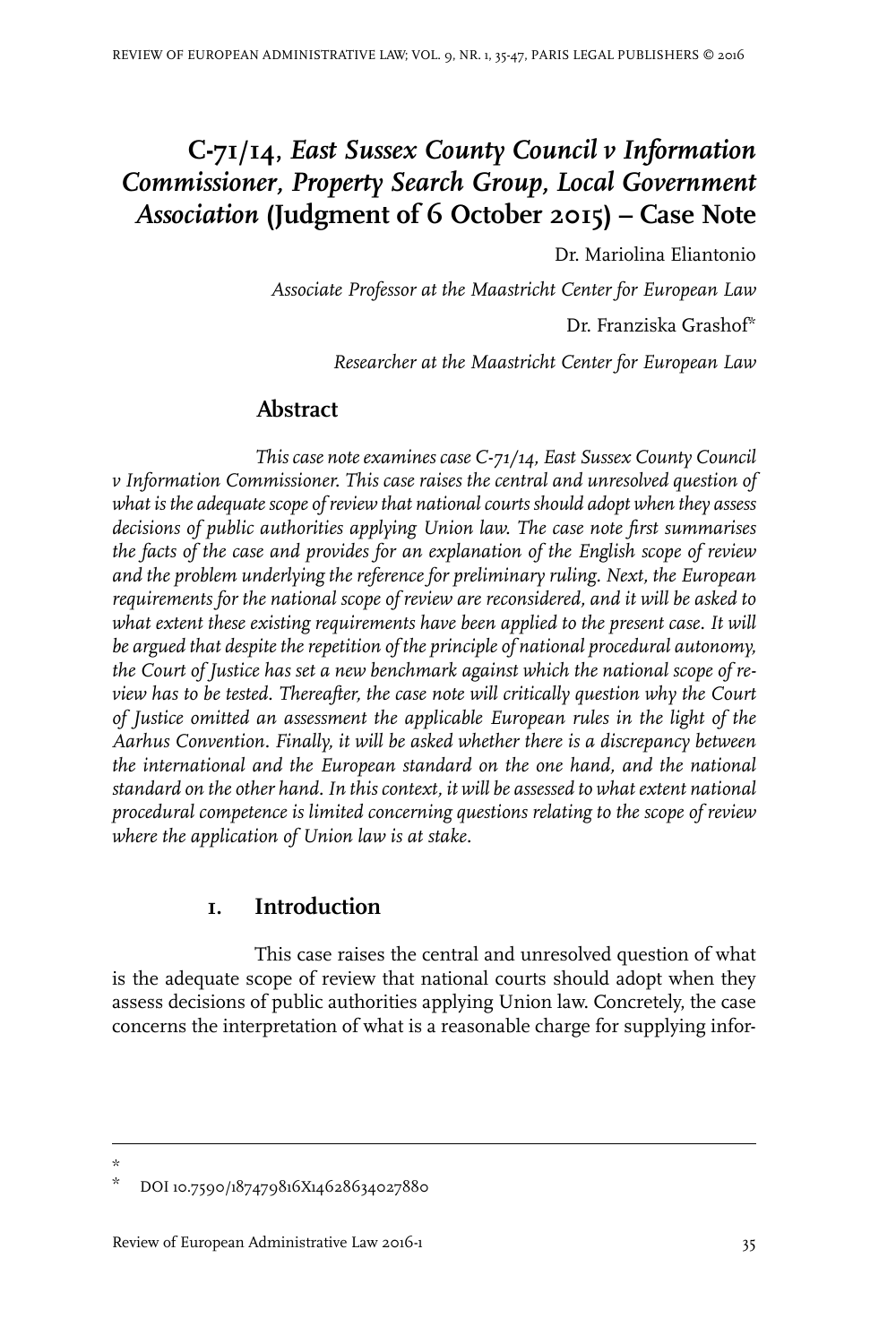# C-71/14, *East Sussex County Council v Information Commissioner, Property Search Group, Local Government Association* (Judgment of 6 October 2015) – Case Note

Dr. Mariolina Eliantonio

*Associate Professor at the Maastricht Center for European Law*

Dr. Franziska Grashof*

*Researcher at the Maastricht Center for European Law*

## Abstract

*This case note examines case C-71/14, East Sussex County Council v Information Commissioner. This case raises the central and unresolved question of what is the adequate scope of review that national courts should adopt when they assess decisions of public authorities applying Union law. The case note first summarises the facts of the case and provides for an explanation of the English scope of review and the problem underlying the reference for preliminary ruling. Next, the European requirements for the national scope of review are reconsidered, and it will be asked to what extent these existing requirements have been applied to the present case. It will be argued that despite the repetition of the principle of national procedural autonomy, the Court of Justice has set a new benchmark against which the national scope of review has to be tested. Thereafter, the case note will critically question why the Court of Justice omitted an assessment the applicable European rules in the light of the Aarhus Convention. Finally, it will be asked whether there is a discrepancy between the international and the European standard on the one hand, and the national standard on the other hand. In this context, it will be assessed to what extent national procedural competence is limited concerning questions relating to the scope of review where the application of Union law is at stake.*

## 1. Introduction

This case raises the central and unresolved question of what is the adequate scope of review that national courts should adopt when they assess decisions of public authorities applying Union law. Concretely, the case concerns the interpretation of what is a reasonable charge for supplying infor-

---

\*

\* DOI 10.7590/187479816X14628634027880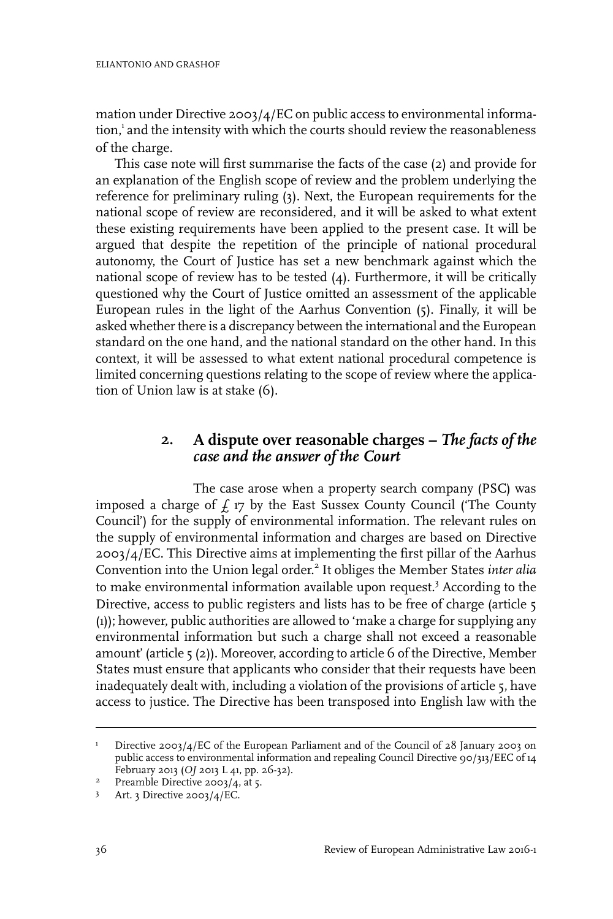mation under Directive 2003/4/EC on public access to environmental information,[1] and the intensity with which the courts should review the reasonableness of the charge.

This case note will first summarise the facts of the case (2) and provide for an explanation of the English scope of review and the problem underlying the reference for preliminary ruling (3). Next, the European requirements for the national scope of review are reconsidered, and it will be asked to what extent these existing requirements have been applied to the present case. It will be argued that despite the repetition of the principle of national procedural autonomy, the Court of Justice has set a new benchmark against which the national scope of review has to be tested (4). Furthermore, it will be critically questioned why the Court of Justice omitted an assessment of the applicable European rules in the light of the Aarhus Convention (5). Finally, it will be asked whether there is a discrepancy between the international and the European standard on the one hand, and the national standard on the other hand. In this context, it will be assessed to what extent national procedural competence is limited concerning questions relating to the scope of review where the application of Union law is at stake (6).

## 2. A dispute over reasonable charges – *The facts of the case and the answer of the Court*

The case arose when a property search company (PSC) was imposed a charge of £ 17 by the East Sussex County Council ('The County Council') for the supply of environmental information. The relevant rules on the supply of environmental information and charges are based on Directive 2003/4/EC. This Directive aims at implementing the first pillar of the Aarhus Convention into the Union legal order.[2] It obliges the Member States *inter alia* to make environmental information available upon request.[3] According to the Directive, access to public registers and lists has to be free of charge (article 5 (1)); however, public authorities are allowed to 'make a charge for supplying any environmental information but such a charge shall not exceed a reasonable amount' (article 5 (2)). Moreover, according to article 6 of the Directive, Member States must ensure that applicants who consider that their requests have been inadequately dealt with, including a violation of the provisions of article 5, have access to justice. The Directive has been transposed into English law with the

---

[1] Directive 2003/4/EC of the European Parliament and of the Council of 28 January 2003 on public access to environmental information and repealing Council Directive 90/313/EEC of 14 February 2013 (*OJ* 2013 L 41, pp. 26-32).

[2] Preamble Directive 2003/4, at 5.

[3] Art. 3 Directive 2003/4/EC.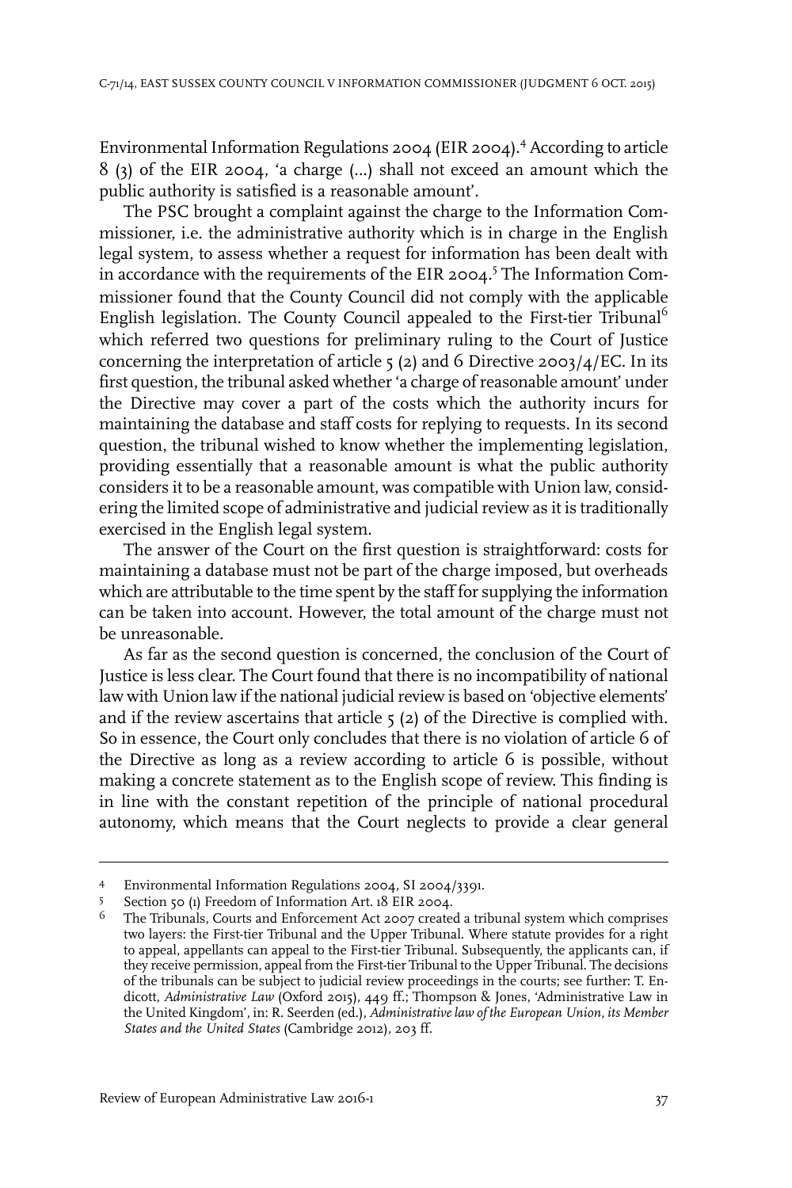Environmental Information Regulations 2004 (EIR 2004).[4] According to article 8 (3) of the EIR 2004, 'a charge (...) shall not exceed an amount which the public authority is satisfied is a reasonable amount'.

The PSC brought a complaint against the charge to the Information Commissioner, i.e. the administrative authority which is in charge in the English legal system, to assess whether a request for information has been dealt with in accordance with the requirements of the EIR 2004.[5] The Information Commissioner found that the County Council did not comply with the applicable English legislation. The County Council appealed to the First-tier Tribunal[6] which referred two questions for preliminary ruling to the Court of Justice concerning the interpretation of article 5 (2) and 6 Directive 2003/4/EC. In its first question, the tribunal asked whether 'a charge of reasonable amount' under the Directive may cover a part of the costs which the authority incurs for maintaining the database and staff costs for replying to requests. In its second question, the tribunal wished to know whether the implementing legislation, providing essentially that a reasonable amount is what the public authority considers it to be a reasonable amount, was compatible with Union law, considering the limited scope of administrative and judicial review as it is traditionally exercised in the English legal system.

The answer of the Court on the first question is straightforward: costs for maintaining a database must not be part of the charge imposed, but overheads which are attributable to the time spent by the staff for supplying the information can be taken into account. However, the total amount of the charge must not be unreasonable.

As far as the second question is concerned, the conclusion of the Court of Justice is less clear. The Court found that there is no incompatibility of national law with Union law if the national judicial review is based on 'objective elements' and if the review ascertains that article 5 (2) of the Directive is complied with. So in essence, the Court only concludes that there is no violation of article 6 of the Directive as long as a review according to article 6 is possible, without making a concrete statement as to the English scope of review. This finding is in line with the constant repetition of the principle of national procedural autonomy, which means that the Court neglects to provide a clear general

---

4 Environmental Information Regulations 2004, SI 2004/3391.

5 Section 50 (1) Freedom of Information Art. 18 EIR 2004.

6 The Tribunals, Courts and Enforcement Act 2007 created a tribunal system which comprises two layers: the First-tier Tribunal and the Upper Tribunal. Where statute provides for a right to appeal, appellants can appeal to the First-tier Tribunal. Subsequently, the applicants can, if they receive permission, appeal from the First-tier Tribunal to the Upper Tribunal. The decisions of the tribunals can be subject to judicial review proceedings in the courts; see further: T. Endicott, *Administrative Law* (Oxford 2015), 449 ff.; Thompson & Jones, 'Administrative Law in the United Kingdom', in: R. Seerden (ed.), *Administrative law of the European Union, its Member States and the United States* (Cambridge 2012), 203 ff.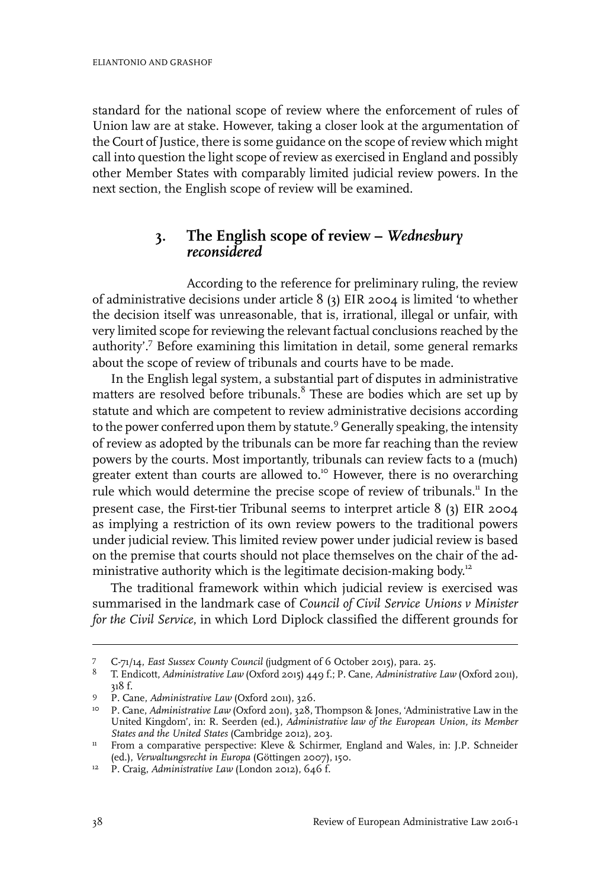standard for the national scope of review where the enforcement of rules of Union law are at stake. However, taking a closer look at the argumentation of the Court of Justice, there is some guidance on the scope of review which might call into question the light scope of review as exercised in England and possibly other Member States with comparably limited judicial review powers. In the next section, the English scope of review will be examined.

## 3. The English scope of review – *Wednesbury reconsidered*

According to the reference for preliminary ruling, the review of administrative decisions under article 8 (3) EIR 2004 is limited 'to whether the decision itself was unreasonable, that is, irrational, illegal or unfair, with very limited scope for reviewing the relevant factual conclusions reached by the authority'.[7] Before examining this limitation in detail, some general remarks about the scope of review of tribunals and courts have to be made.

In the English legal system, a substantial part of disputes in administrative matters are resolved before tribunals.[8] These are bodies which are set up by statute and which are competent to review administrative decisions according to the power conferred upon them by statute.[9] Generally speaking, the intensity of review as adopted by the tribunals can be more far reaching than the review powers by the courts. Most importantly, tribunals can review facts to a (much) greater extent than courts are allowed to.[10] However, there is no overarching rule which would determine the precise scope of review of tribunals.[11] In the present case, the First-tier Tribunal seems to interpret article 8 (3) EIR 2004 as implying a restriction of its own review powers to the traditional powers under judicial review. This limited review power under judicial review is based on the premise that courts should not place themselves on the chair of the administrative authority which is the legitimate decision-making body.[12]

The traditional framework within which judicial review is exercised was summarised in the landmark case of *Council of Civil Service Unions v Minister for the Civil Service*, in which Lord Diplock classified the different grounds for

---

7 C-71/14, *East Sussex County Council* (judgment of 6 October 2015), para. 25.

8 T. Endicott, *Administrative Law* (Oxford 2015) 449 f.; P. Cane, *Administrative Law* (Oxford 2011), 318 f.

9 P. Cane, *Administrative Law* (Oxford 2011), 326.

10 P. Cane, *Administrative Law* (Oxford 2011), 328, Thompson & Jones, 'Administrative Law in the United Kingdom', in: R. Seerden (ed.), *Administrative law of the European Union, its Member States and the United States* (Cambridge 2012), 203.

11 From a comparative perspective: Kleve & Schirmer, England and Wales, in: J.P. Schneider (ed.), *Verwaltungsrecht in Europa* (Göttingen 2007), 150.

12 P. Craig, *Administrative Law* (London 2012), 646 f.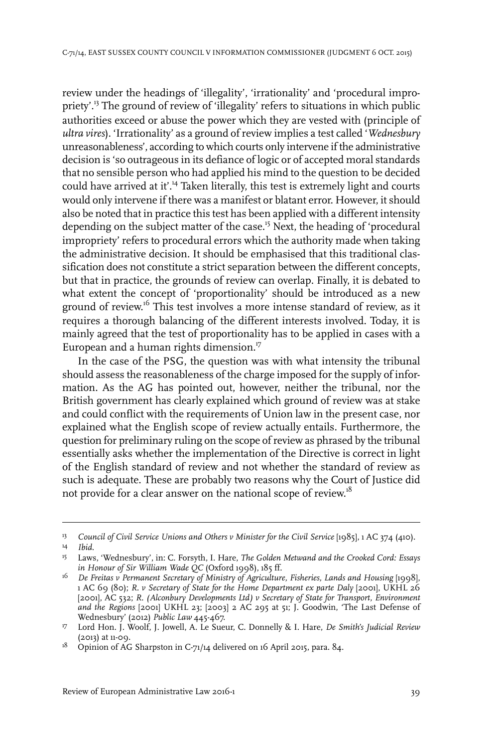review under the headings of 'illegality', 'irrationality' and 'procedural impropriety'.[13] The ground of review of 'illegality' refers to situations in which public authorities exceed or abuse the power which they are vested with (principle of *ultra vires*). 'Irrationality' as a ground of review implies a test called '*Wednesbury* unreasonableness', according to which courts only intervene if the administrative decision is 'so outrageous in its defiance of logic or of accepted moral standards that no sensible person who had applied his mind to the question to be decided could have arrived at it'.[14] Taken literally, this test is extremely light and courts would only intervene if there was a manifest or blatant error. However, it should also be noted that in practice this test has been applied with a different intensity depending on the subject matter of the case.[15] Next, the heading of 'procedural impropriety' refers to procedural errors which the authority made when taking the administrative decision. It should be emphasised that this traditional classification does not constitute a strict separation between the different concepts, but that in practice, the grounds of review can overlap. Finally, it is debated to what extent the concept of 'proportionality' should be introduced as a new ground of review.[16] This test involves a more intense standard of review, as it requires a thorough balancing of the different interests involved. Today, it is mainly agreed that the test of proportionality has to be applied in cases with a European and a human rights dimension.[17]

In the case of the PSG, the question was with what intensity the tribunal should assess the reasonableness of the charge imposed for the supply of information. As the AG has pointed out, however, neither the tribunal, nor the British government has clearly explained which ground of review was at stake and could conflict with the requirements of Union law in the present case, nor explained what the English scope of review actually entails. Furthermore, the question for preliminary ruling on the scope of review as phrased by the tribunal essentially asks whether the implementation of the Directive is correct in light of the English standard of review and not whether the standard of review as such is adequate. These are probably two reasons why the Court of Justice did not provide for a clear answer on the national scope of review.[18]

---

13 *Council of Civil Service Unions and Others v Minister for the Civil Service* [1985], 1 AC 374 (410).

14 *Ibid.*

15 Laws, 'Wednesbury', in: C. Forsyth, I. Hare, *The Golden Metwand and the Crooked Cord: Essays in Honour of Sir William Wade QC* (Oxford 1998), 185 ff.

16 *De Freitas v Permanent Secretary of Ministry of Agriculture, Fisheries, Lands and Housing* [1998], 1 AC 69 (80); *R. v Secretary of State for the Home Department ex parte Daly* [2001], UKHL 26 [2001], AC 532; *R. (Alconbury Developments Ltd) v Secretary of State for Transport, Environment and the Regions* [2001] UKHL 23; [2003] 2 AC 295 at 51; J. Goodwin, 'The Last Defense of Wednesbury' (2012) *Public Law* 445-467.

17 Lord Hon. J. Woolf, J. Jowell, A. Le Sueur, C. Donnelly & I. Hare, *De Smith's Judicial Review* (2013) at 11-09.

18 Opinion of AG Sharpston in C-71/14 delivered on 16 April 2015, para. 84.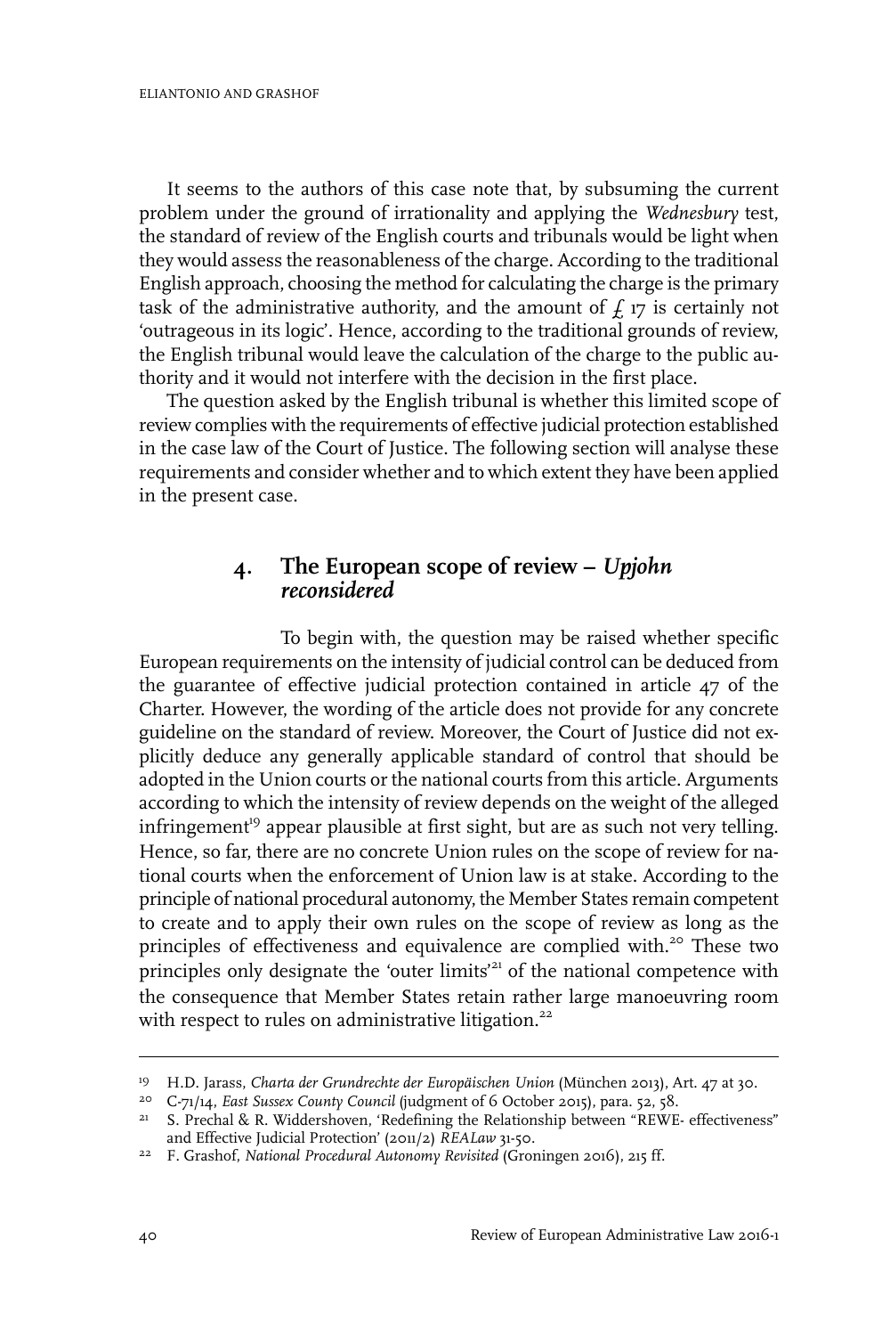It seems to the authors of this case note that, by subsuming the current problem under the ground of irrationality and applying the *Wednesbury* test, the standard of review of the English courts and tribunals would be light when they would assess the reasonableness of the charge. According to the traditional English approach, choosing the method for calculating the charge is the primary task of the administrative authority, and the amount of £ 17 is certainly not 'outrageous in its logic'. Hence, according to the traditional grounds of review, the English tribunal would leave the calculation of the charge to the public authority and it would not interfere with the decision in the first place.

The question asked by the English tribunal is whether this limited scope of review complies with the requirements of effective judicial protection established in the case law of the Court of Justice. The following section will analyse these requirements and consider whether and to which extent they have been applied in the present case.

## 4. The European scope of review – *Upjohn reconsidered*

To begin with, the question may be raised whether specific European requirements on the intensity of judicial control can be deduced from the guarantee of effective judicial protection contained in article 47 of the Charter. However, the wording of the article does not provide for any concrete guideline on the standard of review. Moreover, the Court of Justice did not explicitly deduce any generally applicable standard of control that should be adopted in the Union courts or the national courts from this article. Arguments according to which the intensity of review depends on the weight of the alleged infringement[19] appear plausible at first sight, but are as such not very telling. Hence, so far, there are no concrete Union rules on the scope of review for national courts when the enforcement of Union law is at stake. According to the principle of national procedural autonomy, the Member States remain competent to create and to apply their own rules on the scope of review as long as the principles of effectiveness and equivalence are complied with.[20] These two principles only designate the 'outer limits'[21] of the national competence with the consequence that Member States retain rather large manoeuvring room with respect to rules on administrative litigation.[22]

---

[19] H.D. Jarass, *Charta der Grundrechte der Europäischen Union* (München 2013), Art. 47 at 30.

[20] C-71/14, *East Sussex County Council* (judgment of 6 October 2015), para. 52, 58.

[21] S. Prechal & R. Widdershoven, 'Redefining the Relationship between "REWE- effectiveness" and Effective Judicial Protection' (2011/2) *REALaw* 31-50.

[22] F. Grashof, *National Procedural Autonomy Revisited* (Groningen 2016), 215 ff.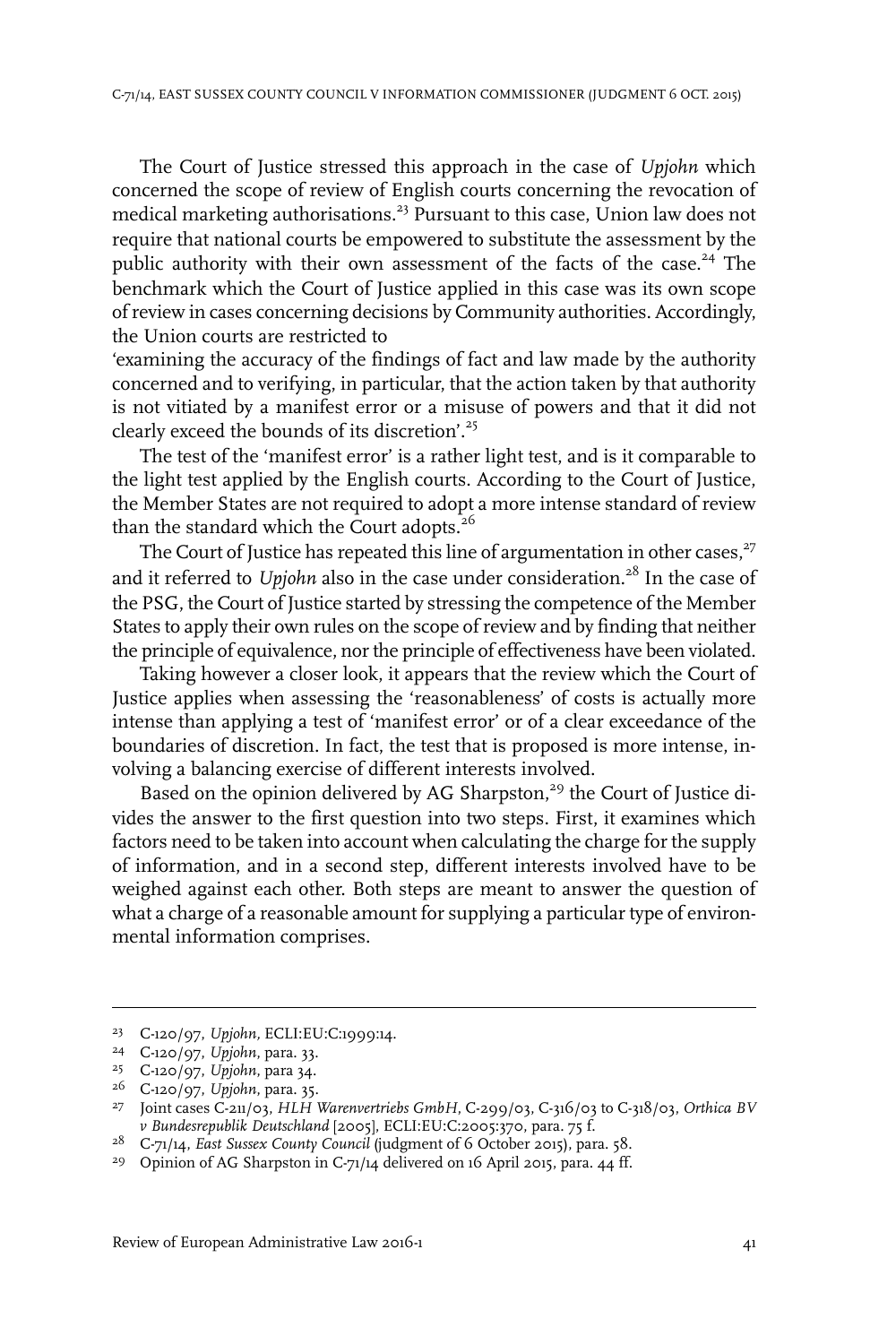The Court of Justice stressed this approach in the case of *Upjohn* which concerned the scope of review of English courts concerning the revocation of medical marketing authorisations.[23] Pursuant to this case, Union law does not require that national courts be empowered to substitute the assessment by the public authority with their own assessment of the facts of the case.[24] The benchmark which the Court of Justice applied in this case was its own scope of review in cases concerning decisions by Community authorities. Accordingly, the Union courts are restricted to

'examining the accuracy of the findings of fact and law made by the authority concerned and to verifying, in particular, that the action taken by that authority is not vitiated by a manifest error or a misuse of powers and that it did not clearly exceed the bounds of its discretion'.[25]

The test of the 'manifest error' is a rather light test, and is it comparable to the light test applied by the English courts. According to the Court of Justice, the Member States are not required to adopt a more intense standard of review than the standard which the Court adopts.[26]

The Court of Justice has repeated this line of argumentation in other cases,[27] and it referred to *Upjohn* also in the case under consideration.[28] In the case of the PSG, the Court of Justice started by stressing the competence of the Member States to apply their own rules on the scope of review and by finding that neither the principle of equivalence, nor the principle of effectiveness have been violated.

Taking however a closer look, it appears that the review which the Court of Justice applies when assessing the 'reasonableness' of costs is actually more intense than applying a test of 'manifest error' or of a clear exceedance of the boundaries of discretion. In fact, the test that is proposed is more intense, involving a balancing exercise of different interests involved.

Based on the opinion delivered by AG Sharpston,[29] the Court of Justice divides the answer to the first question into two steps. First, it examines which factors need to be taken into account when calculating the charge for the supply of information, and in a second step, different interests involved have to be weighed against each other. Both steps are meant to answer the question of what a charge of a reasonable amount for supplying a particular type of environmental information comprises.

---

[23] C-120/97, *Upjohn*, ECLI:EU:C:1999:14.

[24] C-120/97, *Upjohn*, para. 33.

[25] C-120/97, *Upjohn*, para 34.

[26] C-120/97, *Upjohn*, para. 35.

[27] Joint cases C-211/03, *HLH Warenvertriebs GmbH*, C-299/03, C-316/03 to C-318/03, *Orthica BV v Bundesrepublik Deutschland* [2005], ECLI:EU:C:2005:370, para. 75 f.

[28] C-71/14, *East Sussex County Council* (judgment of 6 October 2015), para. 58.

[29] Opinion of AG Sharpston in C-71/14 delivered on 16 April 2015, para. 44 ff.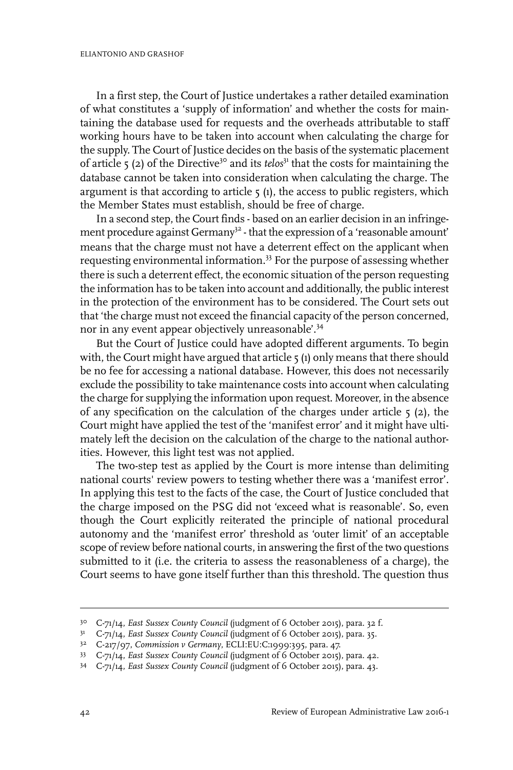In a first step, the Court of Justice undertakes a rather detailed examination of what constitutes a 'supply of information' and whether the costs for maintaining the database used for requests and the overheads attributable to staff working hours have to be taken into account when calculating the charge for the supply. The Court of Justice decides on the basis of the systematic placement of article 5 (2) of the Directive[30] and its *telos*[31] that the costs for maintaining the database cannot be taken into consideration when calculating the charge. The argument is that according to article 5 (1), the access to public registers, which the Member States must establish, should be free of charge.

In a second step, the Court finds - based on an earlier decision in an infringement procedure against Germany[32] - that the expression of a 'reasonable amount' means that the charge must not have a deterrent effect on the applicant when requesting environmental information.[33] For the purpose of assessing whether there is such a deterrent effect, the economic situation of the person requesting the information has to be taken into account and additionally, the public interest in the protection of the environment has to be considered. The Court sets out that 'the charge must not exceed the financial capacity of the person concerned, nor in any event appear objectively unreasonable'.[34]

But the Court of Justice could have adopted different arguments. To begin with, the Court might have argued that article 5 (1) only means that there should be no fee for accessing a national database. However, this does not necessarily exclude the possibility to take maintenance costs into account when calculating the charge for supplying the information upon request. Moreover, in the absence of any specification on the calculation of the charges under article 5 (2), the Court might have applied the test of the 'manifest error' and it might have ultimately left the decision on the calculation of the charge to the national authorities. However, this light test was not applied.

The two-step test as applied by the Court is more intense than delimiting national courts' review powers to testing whether there was a 'manifest error'. In applying this test to the facts of the case, the Court of Justice concluded that the charge imposed on the PSG did not 'exceed what is reasonable'. So, even though the Court explicitly reiterated the principle of national procedural autonomy and the 'manifest error' threshold as 'outer limit' of an acceptable scope of review before national courts, in answering the first of the two questions submitted to it (i.e. the criteria to assess the reasonableness of a charge), the Court seems to have gone itself further than this threshold. The question thus

---

30 C-71/14, *East Sussex County Council* (judgment of 6 October 2015), para. 32 f.

31 C-71/14, *East Sussex County Council* (judgment of 6 October 2015), para. 35.

32 C-217/97, *Commission v Germany*, ECLI:EU:C:1999:395, para. 47.

33 C-71/14, *East Sussex County Council* (judgment of 6 October 2015), para. 42.

34 C-71/14, *East Sussex County Council* (judgment of 6 October 2015), para. 43.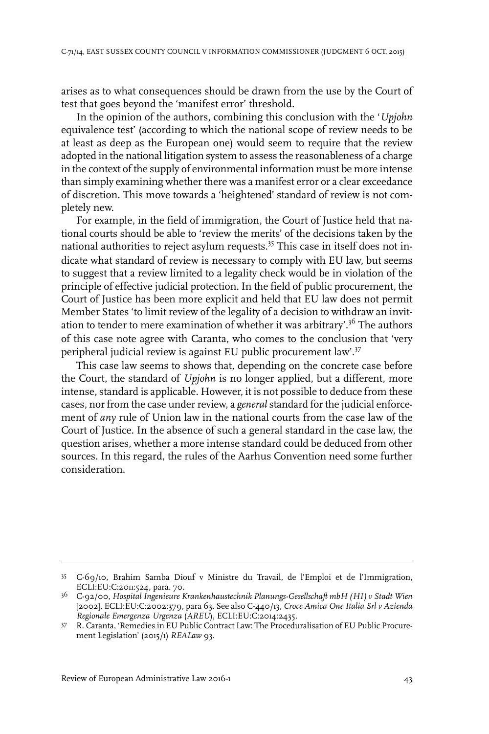arises as to what consequences should be drawn from the use by the Court of test that goes beyond the 'manifest error' threshold.

In the opinion of the authors, combining this conclusion with the '*Upjohn* equivalence test' (according to which the national scope of review needs to be at least as deep as the European one) would seem to require that the review adopted in the national litigation system to assess the reasonableness of a charge in the context of the supply of environmental information must be more intense than simply examining whether there was a manifest error or a clear exceedance of discretion. This move towards a 'heightened' standard of review is not completely new.

For example, in the field of immigration, the Court of Justice held that national courts should be able to 'review the merits' of the decisions taken by the national authorities to reject asylum requests.[35] This case in itself does not indicate what standard of review is necessary to comply with EU law, but seems to suggest that a review limited to a legality check would be in violation of the principle of effective judicial protection. In the field of public procurement, the Court of Justice has been more explicit and held that EU law does not permit Member States 'to limit review of the legality of a decision to withdraw an invitation to tender to mere examination of whether it was arbitrary'.[36] The authors of this case note agree with Caranta, who comes to the conclusion that 'very peripheral judicial review is against EU public procurement law'.[37]

This case law seems to shows that, depending on the concrete case before the Court, the standard of *Upjohn* is no longer applied, but a different, more intense, standard is applicable. However, it is not possible to deduce from these cases, nor from the case under review, a *general* standard for the judicial enforcement of *any* rule of Union law in the national courts from the case law of the Court of Justice. In the absence of such a general standard in the case law, the question arises, whether a more intense standard could be deduced from other sources. In this regard, the rules of the Aarhus Convention need some further consideration.

---

35 C-69/10, Brahim Samba Diouf v Ministre du Travail, de l'Emploi et de l'Immigration, ECLI:EU:C:2011:524, para. 70.

36 C-92/00, *Hospital Ingenieure Krankenhaustechnik Planungs-Gesellschaft mbH (HI) v Stadt Wien* [2002], ECLI:EU:C:2002:379, para 63. See also C-440/13, *Croce Amica One Italia Srl v Azienda Regionale Emergenza Urgenza (AREU)*, ECLI:EU:C:2014:2435.

37 R. Caranta, 'Remedies in EU Public Contract Law: The Proceduralisation of EU Public Procurement Legislation' (2015/1) *REALaw* 93.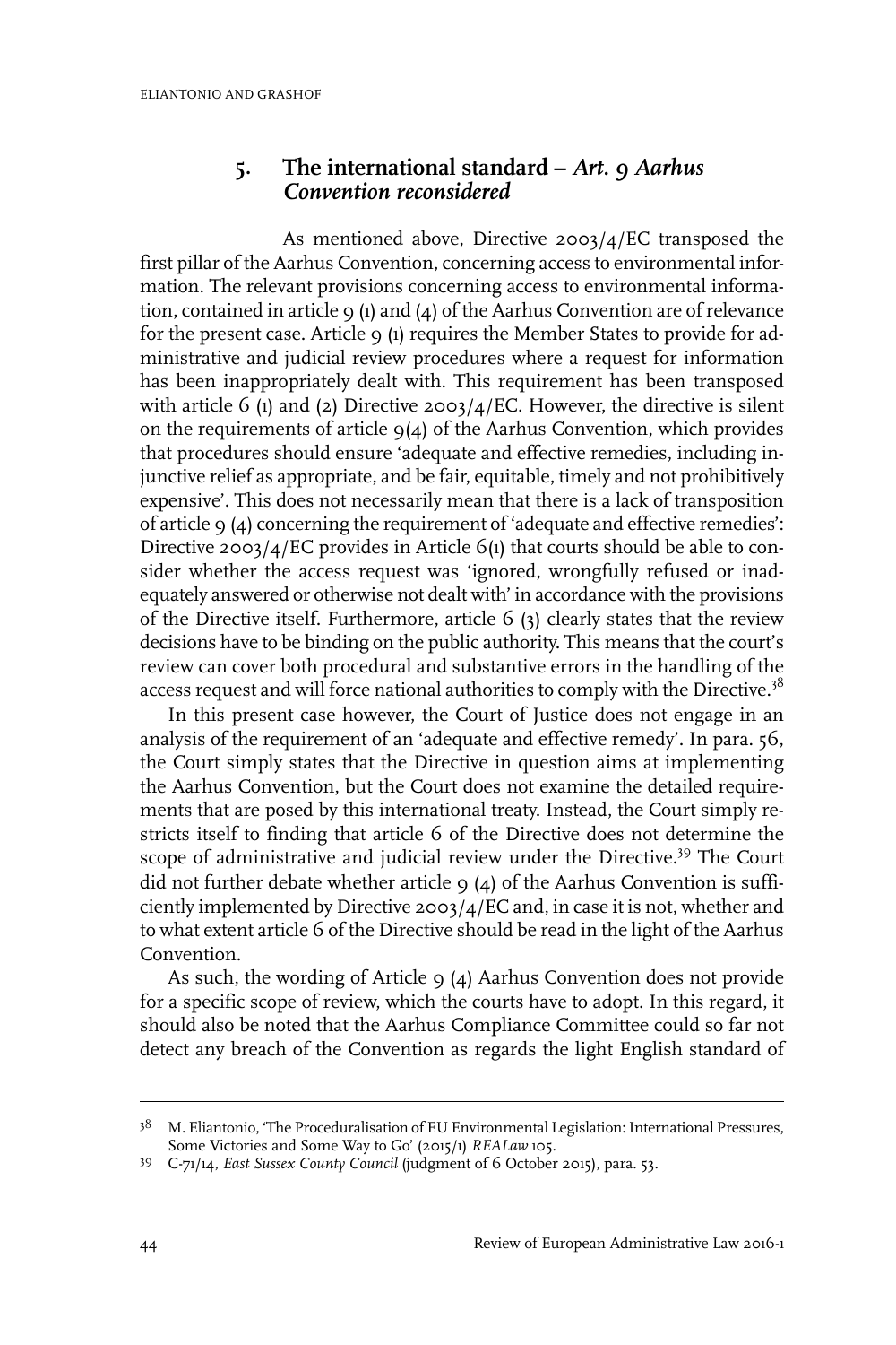## 5. The international standard – *Art. 9 Aarhus Convention reconsidered*

As mentioned above, Directive 2003/4/EC transposed the first pillar of the Aarhus Convention, concerning access to environmental information. The relevant provisions concerning access to environmental information, contained in article 9 (1) and (4) of the Aarhus Convention are of relevance for the present case. Article 9 (1) requires the Member States to provide for administrative and judicial review procedures where a request for information has been inappropriately dealt with. This requirement has been transposed with article 6 (1) and (2) Directive 2003/4/EC. However, the directive is silent on the requirements of article 9(4) of the Aarhus Convention, which provides that procedures should ensure 'adequate and effective remedies, including injunctive relief as appropriate, and be fair, equitable, timely and not prohibitively expensive'. This does not necessarily mean that there is a lack of transposition of article 9 (4) concerning the requirement of 'adequate and effective remedies': Directive 2003/4/EC provides in Article 6(1) that courts should be able to consider whether the access request was 'ignored, wrongfully refused or inadequately answered or otherwise not dealt with' in accordance with the provisions of the Directive itself. Furthermore, article 6 (3) clearly states that the review decisions have to be binding on the public authority. This means that the court's review can cover both procedural and substantive errors in the handling of the access request and will force national authorities to comply with the Directive.[38]

In this present case however, the Court of Justice does not engage in an analysis of the requirement of an 'adequate and effective remedy'. In para. 56, the Court simply states that the Directive in question aims at implementing the Aarhus Convention, but the Court does not examine the detailed requirements that are posed by this international treaty. Instead, the Court simply restricts itself to finding that article 6 of the Directive does not determine the scope of administrative and judicial review under the Directive.[39] The Court did not further debate whether article 9 (4) of the Aarhus Convention is sufficiently implemented by Directive 2003/4/EC and, in case it is not, whether and to what extent article 6 of the Directive should be read in the light of the Aarhus Convention.

As such, the wording of Article 9 (4) Aarhus Convention does not provide for a specific scope of review, which the courts have to adopt. In this regard, it should also be noted that the Aarhus Compliance Committee could so far not detect any breach of the Convention as regards the light English standard of

---

[38] M. Eliantonio, 'The Proceduralisation of EU Environmental Legislation: International Pressures, Some Victories and Some Way to Go' (2015/1) *REALaw* 105.

[39] C-71/14, *East Sussex County Council* (judgment of 6 October 2015), para. 53.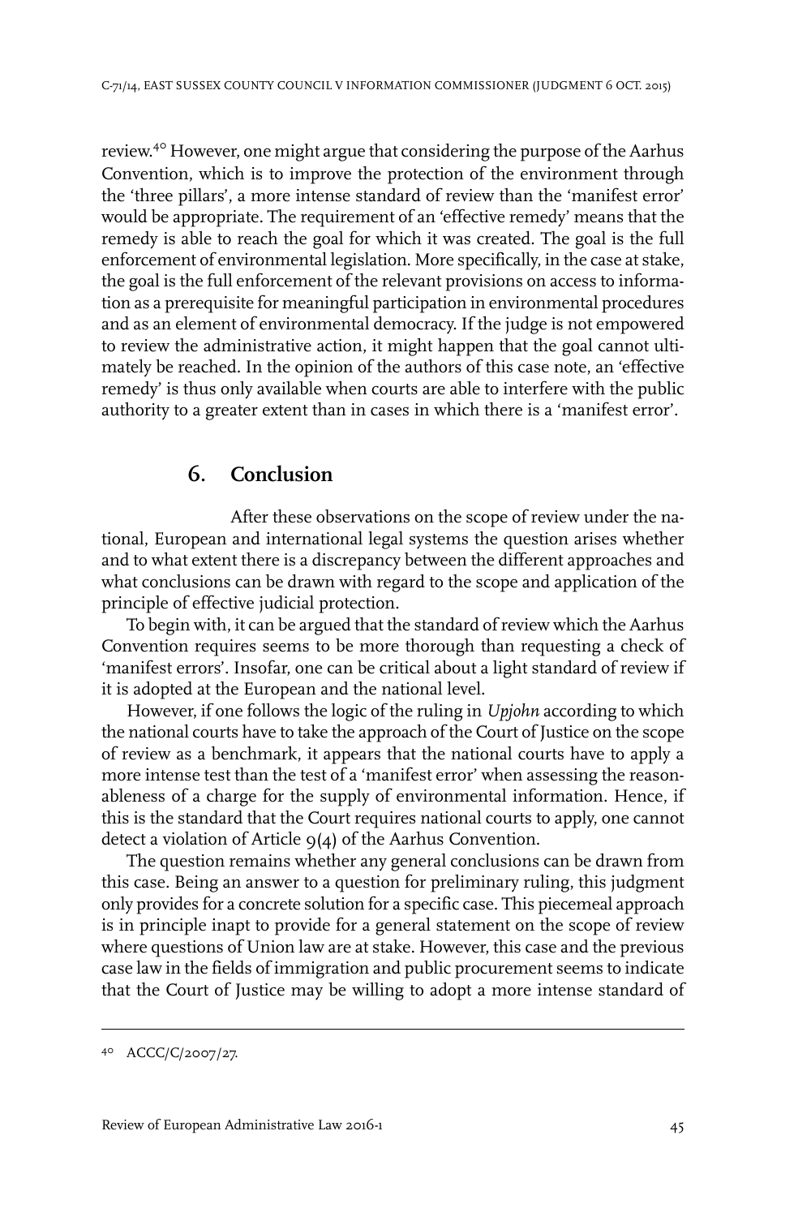review.[40] However, one might argue that considering the purpose of the Aarhus Convention, which is to improve the protection of the environment through the 'three pillars', a more intense standard of review than the 'manifest error' would be appropriate. The requirement of an 'effective remedy' means that the remedy is able to reach the goal for which it was created. The goal is the full enforcement of environmental legislation. More specifically, in the case at stake, the goal is the full enforcement of the relevant provisions on access to information as a prerequisite for meaningful participation in environmental procedures and as an element of environmental democracy. If the judge is not empowered to review the administrative action, it might happen that the goal cannot ultimately be reached. In the opinion of the authors of this case note, an 'effective remedy' is thus only available when courts are able to interfere with the public authority to a greater extent than in cases in which there is a 'manifest error'.

## 6. Conclusion

After these observations on the scope of review under the national, European and international legal systems the question arises whether and to what extent there is a discrepancy between the different approaches and what conclusions can be drawn with regard to the scope and application of the principle of effective judicial protection.

To begin with, it can be argued that the standard of review which the Aarhus Convention requires seems to be more thorough than requesting a check of 'manifest errors'. Insofar, one can be critical about a light standard of review if it is adopted at the European and the national level.

However, if one follows the logic of the ruling in *Upjohn* according to which the national courts have to take the approach of the Court of Justice on the scope of review as a benchmark, it appears that the national courts have to apply a more intense test than the test of a 'manifest error' when assessing the reasonableness of a charge for the supply of environmental information. Hence, if this is the standard that the Court requires national courts to apply, one cannot detect a violation of Article 9(4) of the Aarhus Convention.

The question remains whether any general conclusions can be drawn from this case. Being an answer to a question for preliminary ruling, this judgment only provides for a concrete solution for a specific case. This piecemeal approach is in principle inapt to provide for a general statement on the scope of review where questions of Union law are at stake. However, this case and the previous case law in the fields of immigration and public procurement seems to indicate that the Court of Justice may be willing to adopt a more intense standard of

[40] ACCC/C/2007/27.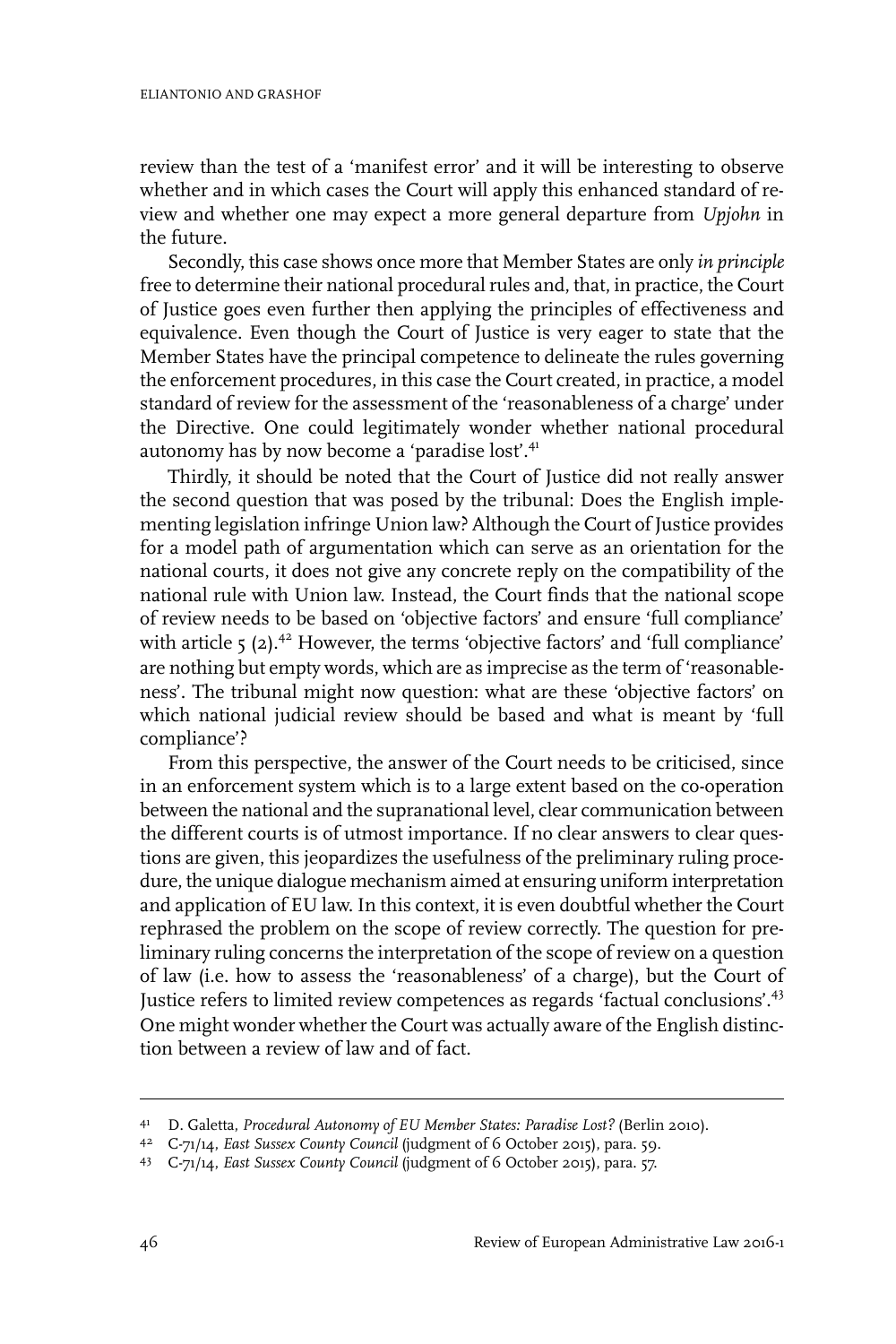review than the test of a 'manifest error' and it will be interesting to observe whether and in which cases the Court will apply this enhanced standard of review and whether one may expect a more general departure from *Upjohn* in the future.

Secondly, this case shows once more that Member States are only *in principle* free to determine their national procedural rules and, that, in practice, the Court of Justice goes even further then applying the principles of effectiveness and equivalence. Even though the Court of Justice is very eager to state that the Member States have the principal competence to delineate the rules governing the enforcement procedures, in this case the Court created, in practice, a model standard of review for the assessment of the 'reasonableness of a charge' under the Directive. One could legitimately wonder whether national procedural autonomy has by now become a 'paradise lost'.[41]

Thirdly, it should be noted that the Court of Justice did not really answer the second question that was posed by the tribunal: Does the English implementing legislation infringe Union law? Although the Court of Justice provides for a model path of argumentation which can serve as an orientation for the national courts, it does not give any concrete reply on the compatibility of the national rule with Union law. Instead, the Court finds that the national scope of review needs to be based on 'objective factors' and ensure 'full compliance' with article 5 (2).[42] However, the terms 'objective factors' and 'full compliance' are nothing but empty words, which are as imprecise as the term of 'reasonableness'. The tribunal might now question: what are these 'objective factors' on which national judicial review should be based and what is meant by 'full compliance'?

From this perspective, the answer of the Court needs to be criticised, since in an enforcement system which is to a large extent based on the co-operation between the national and the supranational level, clear communication between the different courts is of utmost importance. If no clear answers to clear questions are given, this jeopardizes the usefulness of the preliminary ruling procedure, the unique dialogue mechanism aimed at ensuring uniform interpretation and application of EU law. In this context, it is even doubtful whether the Court rephrased the problem on the scope of review correctly. The question for preliminary ruling concerns the interpretation of the scope of review on a question of law (i.e. how to assess the 'reasonableness' of a charge), but the Court of Justice refers to limited review competences as regards 'factual conclusions'.[43] One might wonder whether the Court was actually aware of the English distinction between a review of law and of fact.

---

41 D. Galetta, *Procedural Autonomy of EU Member States: Paradise Lost?* (Berlin 2010).

42 C-71/14, *East Sussex County Council* (judgment of 6 October 2015), para. 59.

43 C-71/14, *East Sussex County Council* (judgment of 6 October 2015), para. 57.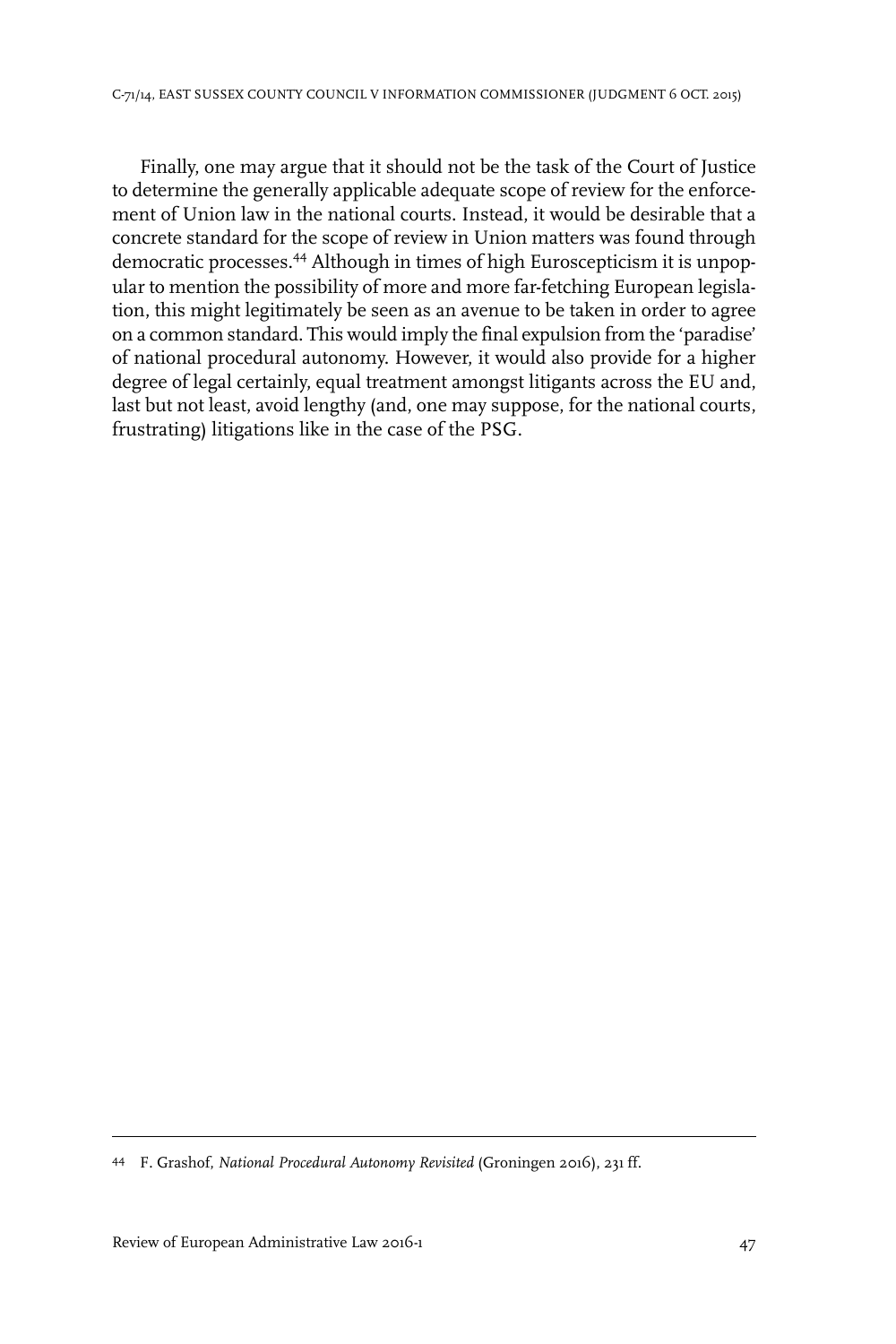Finally, one may argue that it should not be the task of the Court of Justice to determine the generally applicable adequate scope of review for the enforcement of Union law in the national courts. Instead, it would be desirable that a concrete standard for the scope of review in Union matters was found through democratic processes.[44] Although in times of high Euroscepticism it is unpopular to mention the possibility of more and more far-fetching European legislation, this might legitimately be seen as an avenue to be taken in order to agree on a common standard. This would imply the final expulsion from the 'paradise' of national procedural autonomy. However, it would also provide for a higher degree of legal certainly, equal treatment amongst litigants across the EU and, last but not least, avoid lengthy (and, one may suppose, for the national courts, frustrating) litigations like in the case of the PSG.

---

44 F. Grashof, *National Procedural Autonomy Revisited* (Groningen 2016), 231 ff.